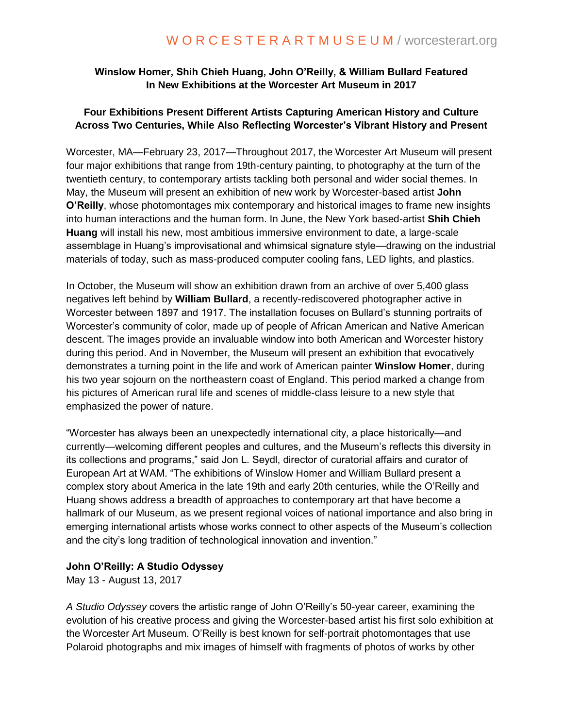WORCESTERARTMUSEUM / worcesterart.org

**Winslow Homer, Shih Chieh Huang, John O'Reilly, & William Bullard Featured In New Exhibitions at the Worcester Art Museum in 2017**

**Four Exhibitions Present Different Artists Capturing American History and Culture Across Two Centuries, While Also Reflecting Worcester's Vibrant History and Present**

Worcester, MA—February 23, 2017—Throughout 2017, the Worcester Art Museum will present four major exhibitions that range from 19th-century painting, to photography at the turn of the twentieth century, to contemporary artists tackling both personal and wider social themes. In May, the Museum will present an exhibition of new work by Worcester-based artist **John O'Reilly**, whose photomontages mix contemporary and historical images to frame new insights into human interactions and the human form. In June, the New York based-artist **Shih Chieh Huang** will install his new, most ambitious immersive environment to date, a large-scale assemblage in Huang's improvisational and whimsical signature style—drawing on the industrial materials of today, such as mass-produced computer cooling fans, LED lights, and plastics.

In October, the Museum will show an exhibition drawn from an archive of over 5,400 glass negatives left behind by **William Bullard**, a recently-rediscovered photographer active in Worcester between 1897 and 1917. The installation focuses on Bullard's stunning portraits of Worcester's community of color, made up of people of African American and Native American descent. The images provide an invaluable window into both American and Worcester history during this period. And in November, the Museum will present an exhibition that evocatively demonstrates a turning point in the life and work of American painter **Winslow Homer**, during his two year sojourn on the northeastern coast of England. This period marked a change from his pictures of American rural life and scenes of middle-class leisure to a new style that emphasized the power of nature.

"Worcester has always been an unexpectedly international city, a place historically—and currently—welcoming different peoples and cultures, and the Museum's reflects this diversity in its collections and programs," said Jon L. Seydl, director of curatorial affairs and curator of European Art at WAM. "The exhibitions of Winslow Homer and William Bullard present a complex story about America in the late 19th and early 20th centuries, while the O'Reilly and Huang shows address a breadth of approaches to contemporary art that have become a hallmark of our Museum, as we present regional voices of national importance and also bring in emerging international artists whose works connect to other aspects of the Museum's collection and the city's long tradition of technological innovation and invention."

**John O'Reilly: A Studio Odyssey**
May 13 - August 13, 2017

*A Studio Odyssey* covers the artistic range of John O'Reilly's 50-year career, examining the evolution of his creative process and giving the Worcester-based artist his first solo exhibition at the Worcester Art Museum. O'Reilly is best known for self-portrait photomontages that use Polaroid photographs and mix images of himself with fragments of photos of works by other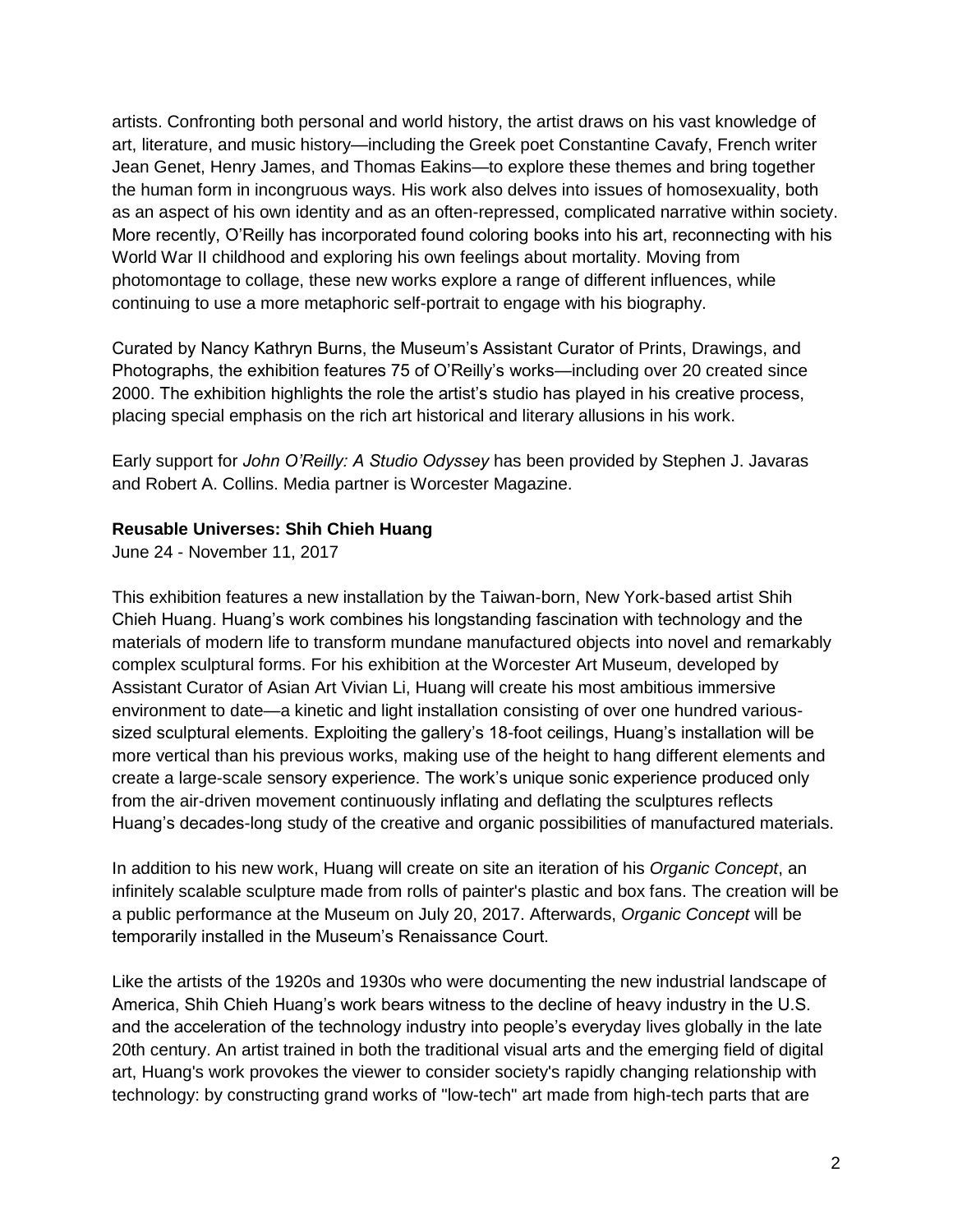artists. Confronting both personal and world history, the artist draws on his vast knowledge of art, literature, and music history—including the Greek poet Constantine Cavafy, French writer Jean Genet, Henry James, and Thomas Eakins—to explore these themes and bring together the human form in incongruous ways. His work also delves into issues of homosexuality, both as an aspect of his own identity and as an often-repressed, complicated narrative within society. More recently, O'Reilly has incorporated found coloring books into his art, reconnecting with his World War II childhood and exploring his own feelings about mortality. Moving from photomontage to collage, these new works explore a range of different influences, while continuing to use a more metaphoric self-portrait to engage with his biography.

Curated by Nancy Kathryn Burns, the Museum's Assistant Curator of Prints, Drawings, and Photographs, the exhibition features 75 of O'Reilly's works—including over 20 created since 2000. The exhibition highlights the role the artist's studio has played in his creative process, placing special emphasis on the rich art historical and literary allusions in his work.

Early support for *John O'Reilly: A Studio Odyssey* has been provided by Stephen J. Javaras and Robert A. Collins. Media partner is Worcester Magazine.

**Reusable Universes: Shih Chieh Huang**
June 24 - November 11, 2017

This exhibition features a new installation by the Taiwan-born, New York-based artist Shih Chieh Huang. Huang's work combines his longstanding fascination with technology and the materials of modern life to transform mundane manufactured objects into novel and remarkably complex sculptural forms. For his exhibition at the Worcester Art Museum, developed by Assistant Curator of Asian Art Vivian Li, Huang will create his most ambitious immersive environment to date—a kinetic and light installation consisting of over one hundred various-sized sculptural elements. Exploiting the gallery's 18-foot ceilings, Huang's installation will be more vertical than his previous works, making use of the height to hang different elements and create a large-scale sensory experience. The work's unique sonic experience produced only from the air-driven movement continuously inflating and deflating the sculptures reflects Huang's decades-long study of the creative and organic possibilities of manufactured materials.

In addition to his new work, Huang will create on site an iteration of his *Organic Concept*, an infinitely scalable sculpture made from rolls of painter's plastic and box fans. The creation will be a public performance at the Museum on July 20, 2017. Afterwards, *Organic Concept* will be temporarily installed in the Museum's Renaissance Court.

Like the artists of the 1920s and 1930s who were documenting the new industrial landscape of America, Shih Chieh Huang's work bears witness to the decline of heavy industry in the U.S. and the acceleration of the technology industry into people's everyday lives globally in the late 20th century. An artist trained in both the traditional visual arts and the emerging field of digital art, Huang's work provokes the viewer to consider society's rapidly changing relationship with technology: by constructing grand works of "low-tech" art made from high-tech parts that are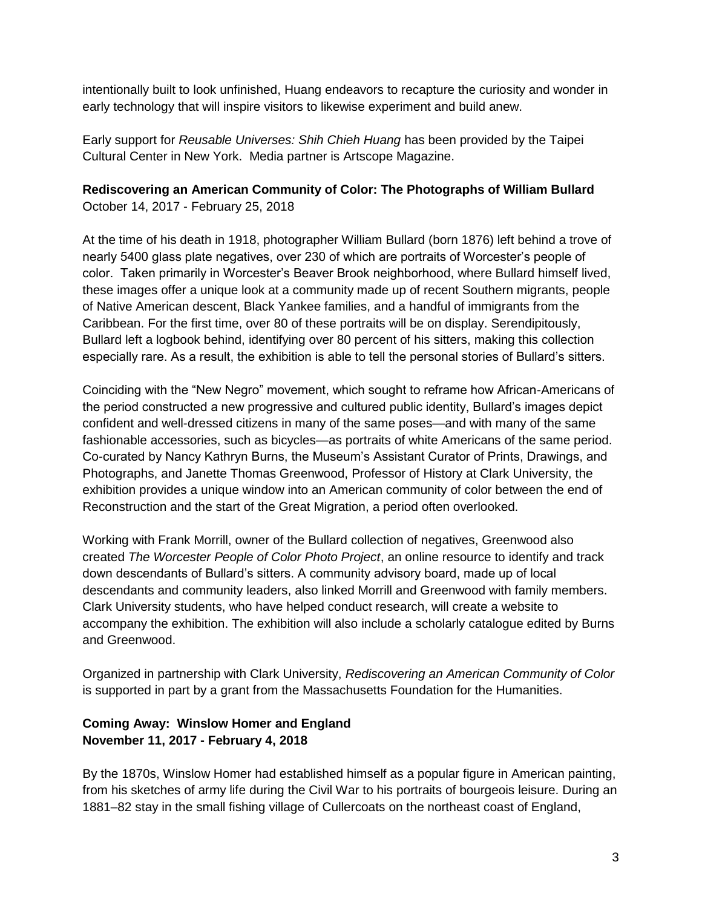intentionally built to look unfinished, Huang endeavors to recapture the curiosity and wonder in early technology that will inspire visitors to likewise experiment and build anew.

Early support for *Reusable Universes: Shih Chieh Huang* has been provided by the Taipei Cultural Center in New York. Media partner is Artscope Magazine.

**Rediscovering an American Community of Color: The Photographs of William Bullard**
October 14, 2017 - February 25, 2018

At the time of his death in 1918, photographer William Bullard (born 1876) left behind a trove of nearly 5400 glass plate negatives, over 230 of which are portraits of Worcester's people of color. Taken primarily in Worcester's Beaver Brook neighborhood, where Bullard himself lived, these images offer a unique look at a community made up of recent Southern migrants, people of Native American descent, Black Yankee families, and a handful of immigrants from the Caribbean. For the first time, over 80 of these portraits will be on display. Serendipitously, Bullard left a logbook behind, identifying over 80 percent of his sitters, making this collection especially rare. As a result, the exhibition is able to tell the personal stories of Bullard's sitters.

Coinciding with the "New Negro" movement, which sought to reframe how African-Americans of the period constructed a new progressive and cultured public identity, Bullard's images depict confident and well-dressed citizens in many of the same poses—and with many of the same fashionable accessories, such as bicycles—as portraits of white Americans of the same period. Co-curated by Nancy Kathryn Burns, the Museum's Assistant Curator of Prints, Drawings, and Photographs, and Janette Thomas Greenwood, Professor of History at Clark University, the exhibition provides a unique window into an American community of color between the end of Reconstruction and the start of the Great Migration, a period often overlooked.

Working with Frank Morrill, owner of the Bullard collection of negatives, Greenwood also created *The Worcester People of Color Photo Project*, an online resource to identify and track down descendants of Bullard's sitters. A community advisory board, made up of local descendants and community leaders, also linked Morrill and Greenwood with family members. Clark University students, who have helped conduct research, will create a website to accompany the exhibition. The exhibition will also include a scholarly catalogue edited by Burns and Greenwood.

Organized in partnership with Clark University, *Rediscovering an American Community of Color* is supported in part by a grant from the Massachusetts Foundation for the Humanities.

**Coming Away: Winslow Homer and England**
**November 11, 2017 - February 4, 2018**

By the 1870s, Winslow Homer had established himself as a popular figure in American painting, from his sketches of army life during the Civil War to his portraits of bourgeois leisure. During an 1881–82 stay in the small fishing village of Cullercoats on the northeast coast of England,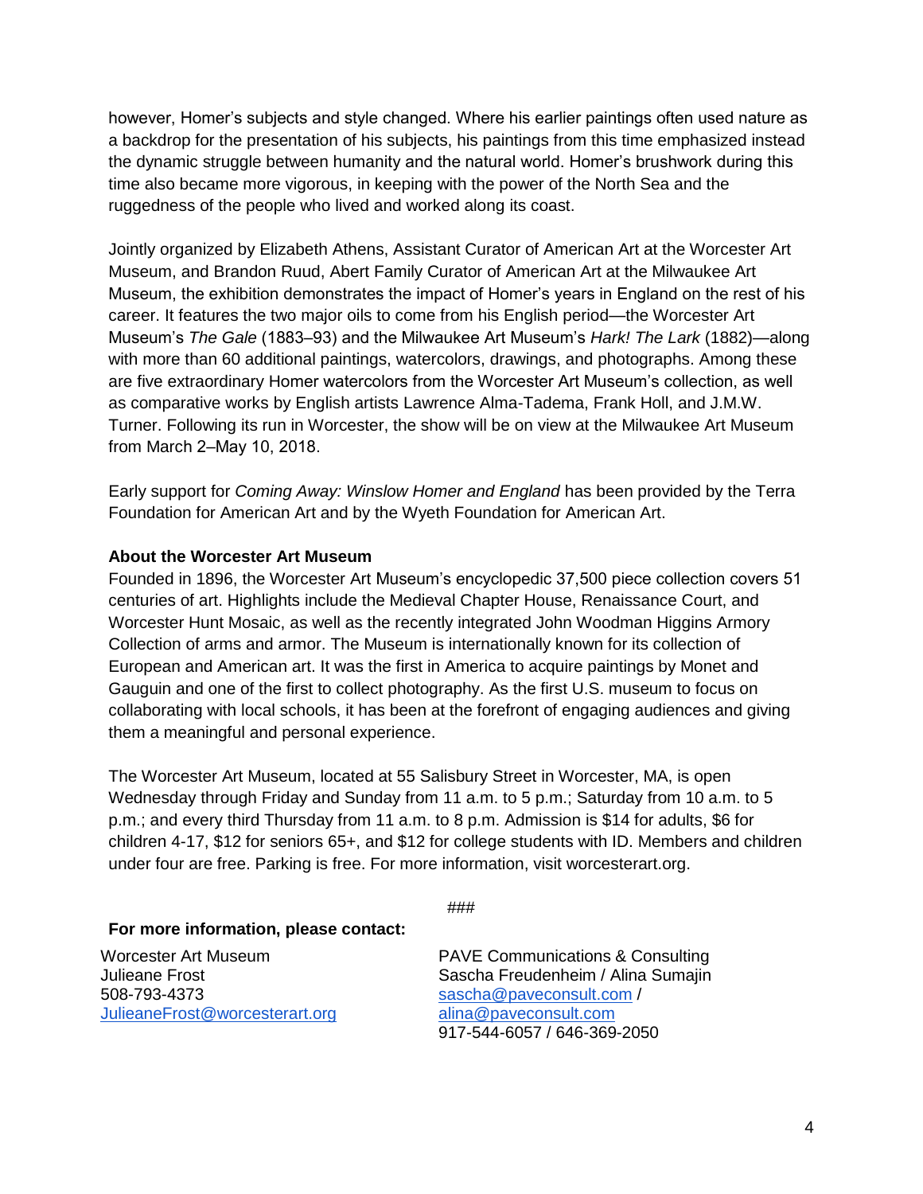however, Homer's subjects and style changed. Where his earlier paintings often used nature as a backdrop for the presentation of his subjects, his paintings from this time emphasized instead the dynamic struggle between humanity and the natural world. Homer's brushwork during this time also became more vigorous, in keeping with the power of the North Sea and the ruggedness of the people who lived and worked along its coast.

Jointly organized by Elizabeth Athens, Assistant Curator of American Art at the Worcester Art Museum, and Brandon Ruud, Abert Family Curator of American Art at the Milwaukee Art Museum, the exhibition demonstrates the impact of Homer's years in England on the rest of his career. It features the two major oils to come from his English period—the Worcester Art Museum's *The Gale* (1883–93) and the Milwaukee Art Museum's *Hark! The Lark* (1882)—along with more than 60 additional paintings, watercolors, drawings, and photographs. Among these are five extraordinary Homer watercolors from the Worcester Art Museum's collection, as well as comparative works by English artists Lawrence Alma-Tadema, Frank Holl, and J.M.W. Turner. Following its run in Worcester, the show will be on view at the Milwaukee Art Museum from March 2–May 10, 2018.

Early support for *Coming Away: Winslow Homer and England* has been provided by the Terra Foundation for American Art and by the Wyeth Foundation for American Art.

**About the Worcester Art Museum**

Founded in 1896, the Worcester Art Museum's encyclopedic 37,500 piece collection covers 51 centuries of art. Highlights include the Medieval Chapter House, Renaissance Court, and Worcester Hunt Mosaic, as well as the recently integrated John Woodman Higgins Armory Collection of arms and armor. The Museum is internationally known for its collection of European and American art. It was the first in America to acquire paintings by Monet and Gauguin and one of the first to collect photography. As the first U.S. museum to focus on collaborating with local schools, it has been at the forefront of engaging audiences and giving them a meaningful and personal experience.

The Worcester Art Museum, located at 55 Salisbury Street in Worcester, MA, is open Wednesday through Friday and Sunday from 11 a.m. to 5 p.m.; Saturday from 10 a.m. to 5 p.m.; and every third Thursday from 11 a.m. to 8 p.m. Admission is $14 for adults, $6 for children 4-17, $12 for seniors 65+, and $12 for college students with ID. Members and children under four are free. Parking is free. For more information, visit worcesterart.org.

###

**For more information, please contact:**

Worcester Art Museum
Julieane Frost
508-793-4373
JulieaneFrost@worcesterart.org

PAVE Communications & Consulting
Sascha Freudenheim / Alina Sumajin
sascha@paveconsult.com /
alina@paveconsult.com
917-544-6057 / 646-369-2050